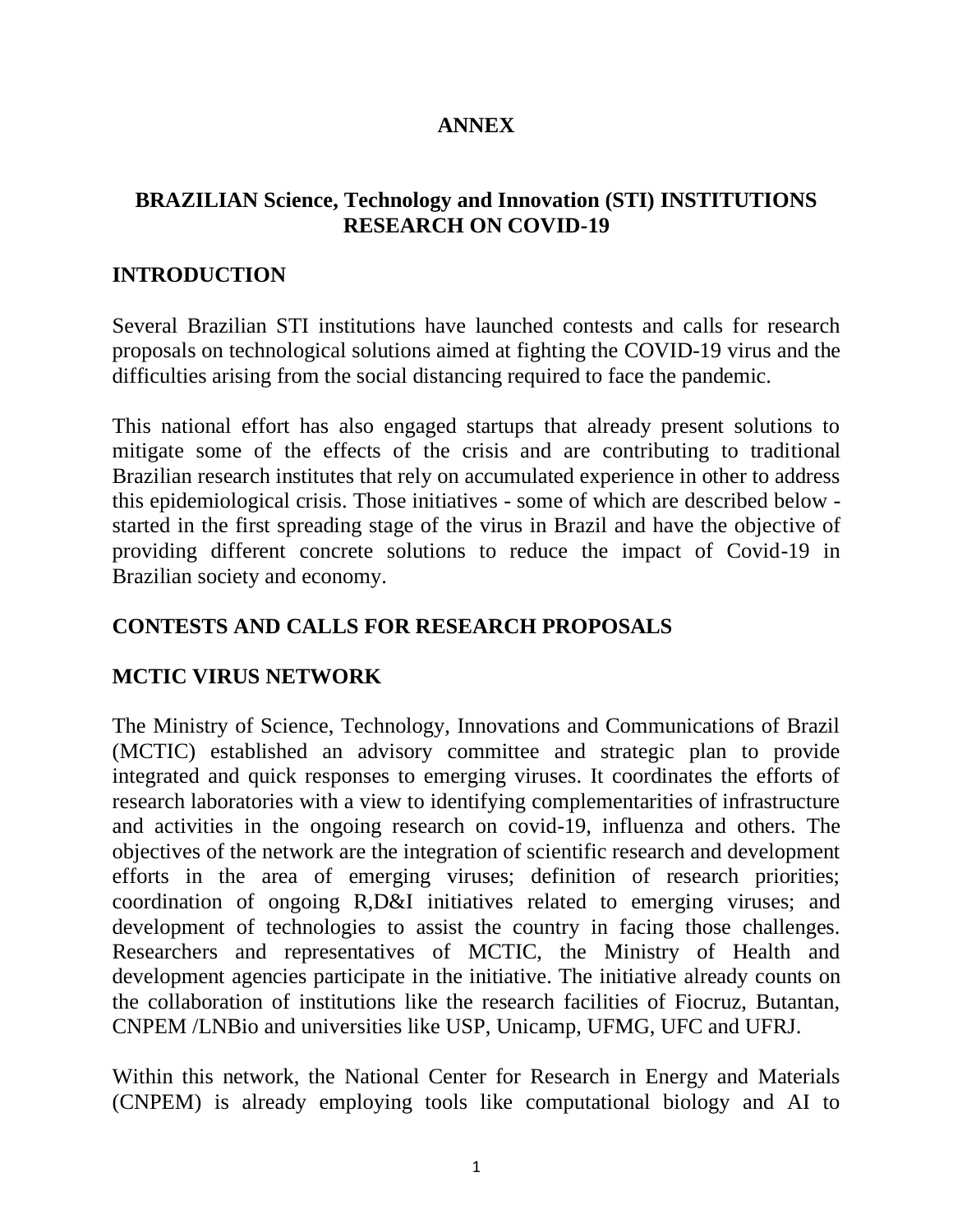# ANNEX

# BRAZILIAN Science, Technology and Innovation (STI) INSTITUTIONS RESEARCH ON COVID-19

## INTRODUCTION

Several Brazilian STI institutions have launched contests and calls for research proposals on technological solutions aimed at fighting the COVID-19 virus and the difficulties arising from the social distancing required to face the pandemic.

This national effort has also engaged startups that already present solutions to mitigate some of the effects of the crisis and are contributing to traditional Brazilian research institutes that rely on accumulated experience in other to address this epidemiological crisis. Those initiatives - some of which are described below - started in the first spreading stage of the virus in Brazil and have the objective of providing different concrete solutions to reduce the impact of Covid-19 in Brazilian society and economy.

## CONTESTS AND CALLS FOR RESEARCH PROPOSALS

## MCTIC VIRUS NETWORK

The Ministry of Science, Technology, Innovations and Communications of Brazil (MCTIC) established an advisory committee and strategic plan to provide integrated and quick responses to emerging viruses. It coordinates the efforts of research laboratories with a view to identifying complementarities of infrastructure and activities in the ongoing research on covid-19, influenza and others. The objectives of the network are the integration of scientific research and development efforts in the area of emerging viruses; definition of research priorities; coordination of ongoing R,D&I initiatives related to emerging viruses; and development of technologies to assist the country in facing those challenges. Researchers and representatives of MCTIC, the Ministry of Health and development agencies participate in the initiative. The initiative already counts on the collaboration of institutions like the research facilities of Fiocruz, Butantan, CNPEM /LNBio and universities like USP, Unicamp, UFMG, UFC and UFRJ.

Within this network, the National Center for Research in Energy and Materials (CNPEM) is already employing tools like computational biology and AI to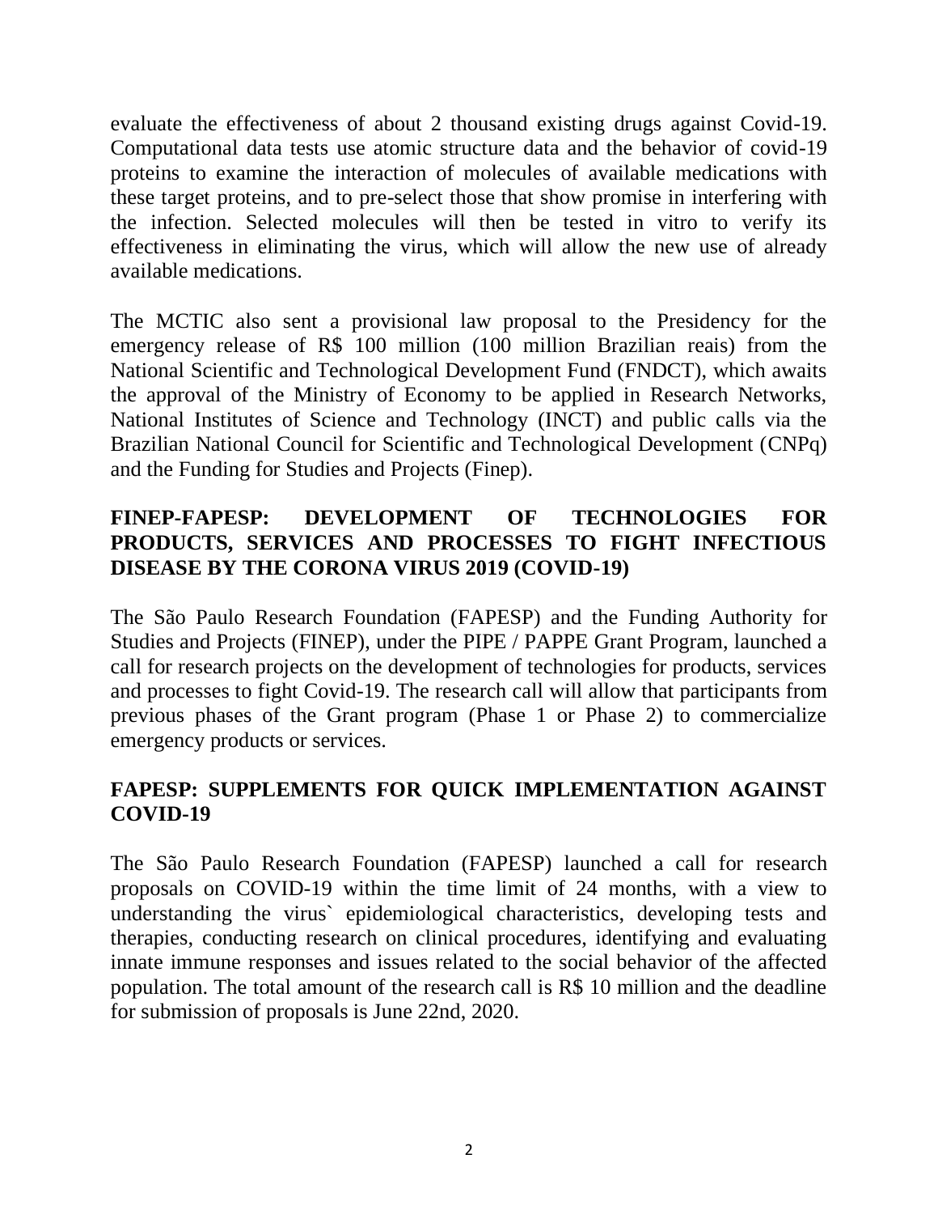evaluate the effectiveness of about 2 thousand existing drugs against Covid-19. Computational data tests use atomic structure data and the behavior of covid-19 proteins to examine the interaction of molecules of available medications with these target proteins, and to pre-select those that show promise in interfering with the infection. Selected molecules will then be tested in vitro to verify its effectiveness in eliminating the virus, which will allow the new use of already available medications.

The MCTIC also sent a provisional law proposal to the Presidency for the emergency release of R$ 100 million (100 million Brazilian reais) from the National Scientific and Technological Development Fund (FNDCT), which awaits the approval of the Ministry of Economy to be applied in Research Networks, National Institutes of Science and Technology (INCT) and public calls via the Brazilian National Council for Scientific and Technological Development (CNPq) and the Funding for Studies and Projects (Finep).

## FINEP-FAPESP: DEVELOPMENT OF TECHNOLOGIES FOR PRODUCTS, SERVICES AND PROCESSES TO FIGHT INFECTIOUS DISEASE BY THE CORONA VIRUS 2019 (COVID-19)

The São Paulo Research Foundation (FAPESP) and the Funding Authority for Studies and Projects (FINEP), under the PIPE / PAPPE Grant Program, launched a call for research projects on the development of technologies for products, services and processes to fight Covid-19. The research call will allow that participants from previous phases of the Grant program (Phase 1 or Phase 2) to commercialize emergency products or services.

## FAPESP: SUPPLEMENTS FOR QUICK IMPLEMENTATION AGAINST COVID-19

The São Paulo Research Foundation (FAPESP) launched a call for research proposals on COVID-19 within the time limit of 24 months, with a view to understanding the virus` epidemiological characteristics, developing tests and therapies, conducting research on clinical procedures, identifying and evaluating innate immune responses and issues related to the social behavior of the affected population. The total amount of the research call is R$ 10 million and the deadline for submission of proposals is June 22nd, 2020.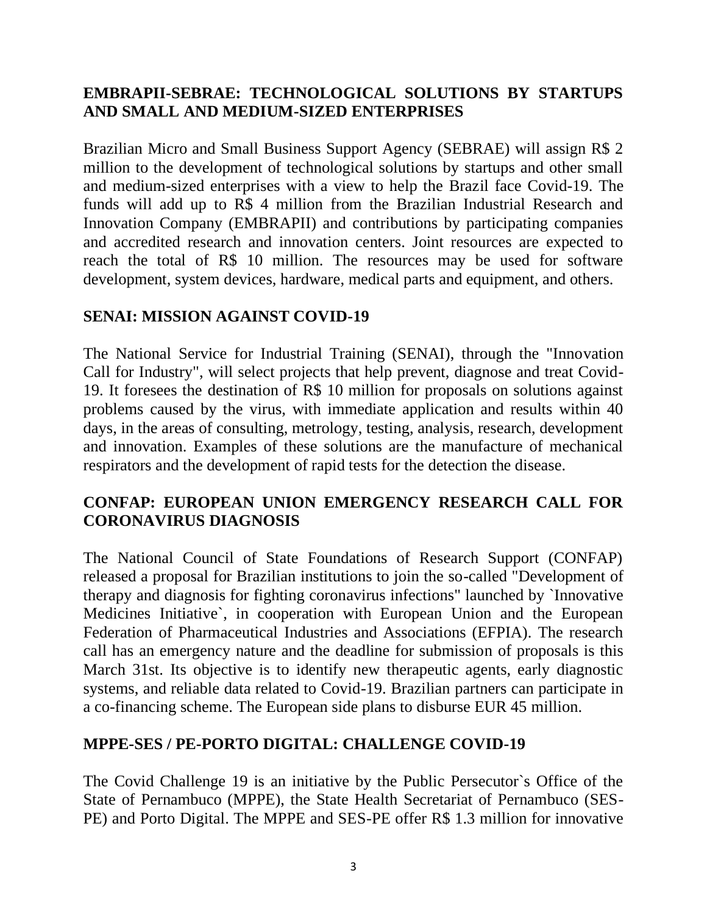## EMBRAPII-SEBRAE: TECHNOLOGICAL SOLUTIONS BY STARTUPS AND SMALL AND MEDIUM-SIZED ENTERPRISES

Brazilian Micro and Small Business Support Agency (SEBRAE) will assign R$ 2 million to the development of technological solutions by startups and other small and medium-sized enterprises with a view to help the Brazil face Covid-19. The funds will add up to R$ 4 million from the Brazilian Industrial Research and Innovation Company (EMBRAPII) and contributions by participating companies and accredited research and innovation centers. Joint resources are expected to reach the total of R$ 10 million. The resources may be used for software development, system devices, hardware, medical parts and equipment, and others.

## SENAI: MISSION AGAINST COVID-19

The National Service for Industrial Training (SENAI), through the "Innovation Call for Industry", will select projects that help prevent, diagnose and treat Covid-19. It foresees the destination of R$ 10 million for proposals on solutions against problems caused by the virus, with immediate application and results within 40 days, in the areas of consulting, metrology, testing, analysis, research, development and innovation. Examples of these solutions are the manufacture of mechanical respirators and the development of rapid tests for the detection the disease.

## CONFAP: EUROPEAN UNION EMERGENCY RESEARCH CALL FOR CORONAVIRUS DIAGNOSIS

The National Council of State Foundations of Research Support (CONFAP) released a proposal for Brazilian institutions to join the so-called "Development of therapy and diagnosis for fighting coronavirus infections" launched by `Innovative Medicines Initiative`, in cooperation with European Union and the European Federation of Pharmaceutical Industries and Associations (EFPIA). The research call has an emergency nature and the deadline for submission of proposals is this March 31st. Its objective is to identify new therapeutic agents, early diagnostic systems, and reliable data related to Covid-19. Brazilian partners can participate in a co-financing scheme. The European side plans to disburse EUR 45 million.

## MPPE-SES / PE-PORTO DIGITAL: CHALLENGE COVID-19

The Covid Challenge 19 is an initiative by the Public Persecutor`s Office of the State of Pernambuco (MPPE), the State Health Secretariat of Pernambuco (SES-PE) and Porto Digital. The MPPE and SES-PE offer R$ 1.3 million for innovative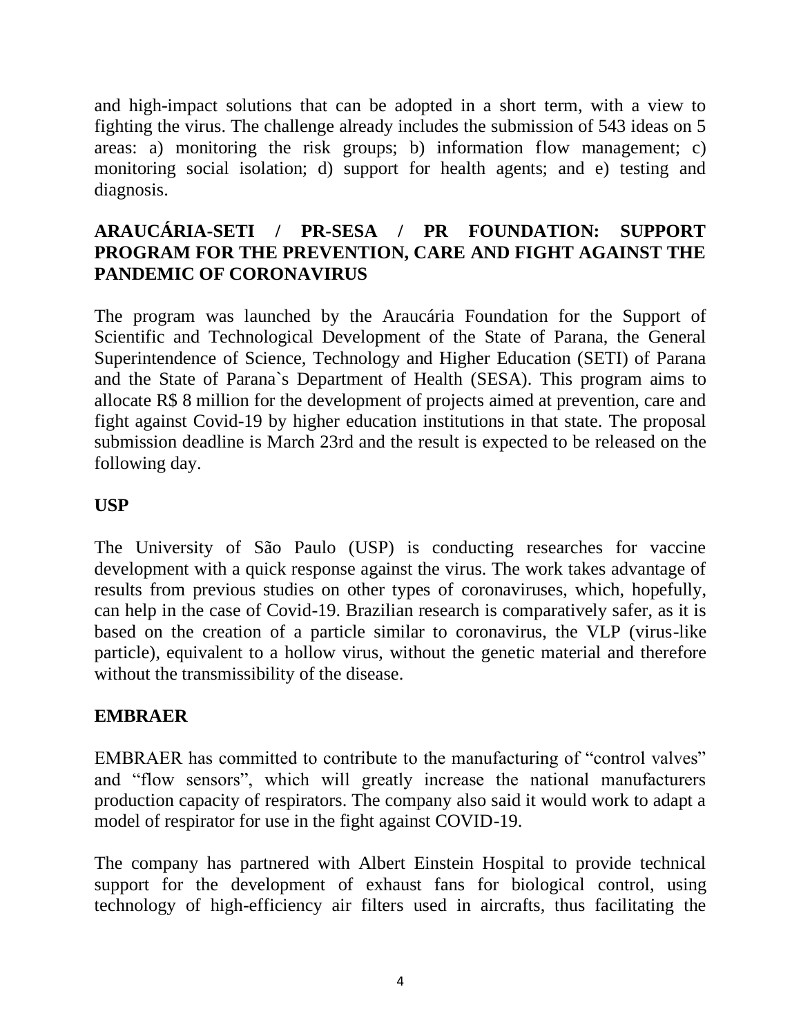and high-impact solutions that can be adopted in a short term, with a view to fighting the virus. The challenge already includes the submission of 543 ideas on 5 areas: a) monitoring the risk groups; b) information flow management; c) monitoring social isolation; d) support for health agents; and e) testing and diagnosis.

## ARAUCÁRIA-SETI / PR-SESA / PR FOUNDATION: SUPPORT PROGRAM FOR THE PREVENTION, CARE AND FIGHT AGAINST THE PANDEMIC OF CORONAVIRUS

The program was launched by the Araucária Foundation for the Support of Scientific and Technological Development of the State of Parana, the General Superintendence of Science, Technology and Higher Education (SETI) of Parana and the State of Parana`s Department of Health (SESA). This program aims to allocate R$ 8 million for the development of projects aimed at prevention, care and fight against Covid-19 by higher education institutions in that state. The proposal submission deadline is March 23rd and the result is expected to be released on the following day.

## USP

The University of São Paulo (USP) is conducting researches for vaccine development with a quick response against the virus. The work takes advantage of results from previous studies on other types of coronaviruses, which, hopefully, can help in the case of Covid-19. Brazilian research is comparatively safer, as it is based on the creation of a particle similar to coronavirus, the VLP (virus-like particle), equivalent to a hollow virus, without the genetic material and therefore without the transmissibility of the disease.

## EMBRAER

EMBRAER has committed to contribute to the manufacturing of "control valves" and "flow sensors", which will greatly increase the national manufacturers production capacity of respirators. The company also said it would work to adapt a model of respirator for use in the fight against COVID-19.

The company has partnered with Albert Einstein Hospital to provide technical support for the development of exhaust fans for biological control, using technology of high-efficiency air filters used in aircrafts, thus facilitating the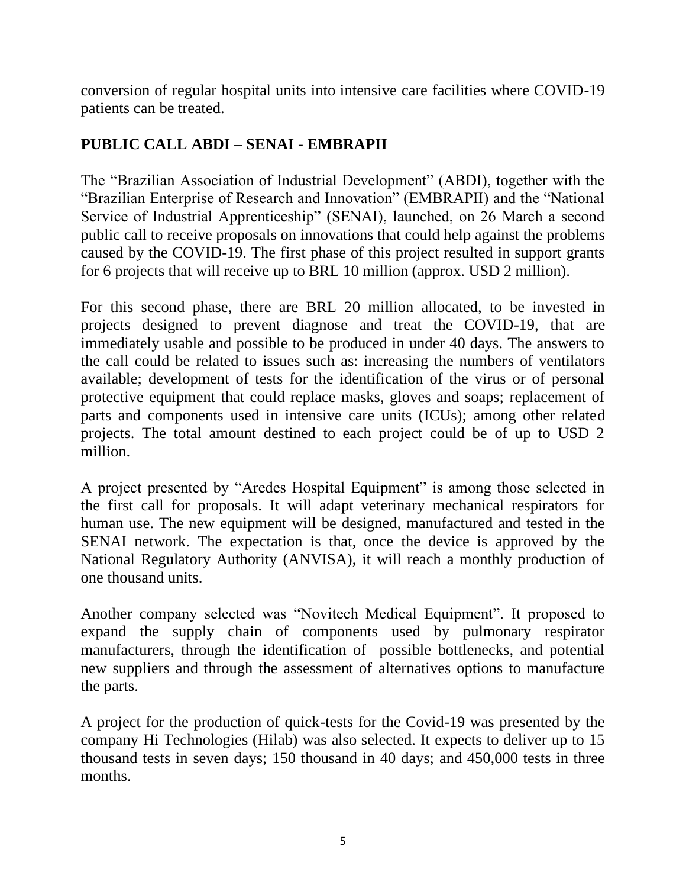conversion of regular hospital units into intensive care facilities where COVID-19 patients can be treated.

## PUBLIC CALL ABDI – SENAI - EMBRAPII

The "Brazilian Association of Industrial Development" (ABDI), together with the "Brazilian Enterprise of Research and Innovation" (EMBRAPII) and the "National Service of Industrial Apprenticeship" (SENAI), launched, on 26 March a second public call to receive proposals on innovations that could help against the problems caused by the COVID-19. The first phase of this project resulted in support grants for 6 projects that will receive up to BRL 10 million (approx. USD 2 million).

For this second phase, there are BRL 20 million allocated, to be invested in projects designed to prevent diagnose and treat the COVID-19, that are immediately usable and possible to be produced in under 40 days. The answers to the call could be related to issues such as: increasing the numbers of ventilators available; development of tests for the identification of the virus or of personal protective equipment that could replace masks, gloves and soaps; replacement of parts and components used in intensive care units (ICUs); among other related projects. The total amount destined to each project could be of up to USD 2 million.

A project presented by "Aredes Hospital Equipment" is among those selected in the first call for proposals. It will adapt veterinary mechanical respirators for human use. The new equipment will be designed, manufactured and tested in the SENAI network. The expectation is that, once the device is approved by the National Regulatory Authority (ANVISA), it will reach a monthly production of one thousand units.

Another company selected was "Novitech Medical Equipment". It proposed to expand the supply chain of components used by pulmonary respirator manufacturers, through the identification of possible bottlenecks, and potential new suppliers and through the assessment of alternatives options to manufacture the parts.

A project for the production of quick-tests for the Covid-19 was presented by the company Hi Technologies (Hilab) was also selected. It expects to deliver up to 15 thousand tests in seven days; 150 thousand in 40 days; and 450,000 tests in three months.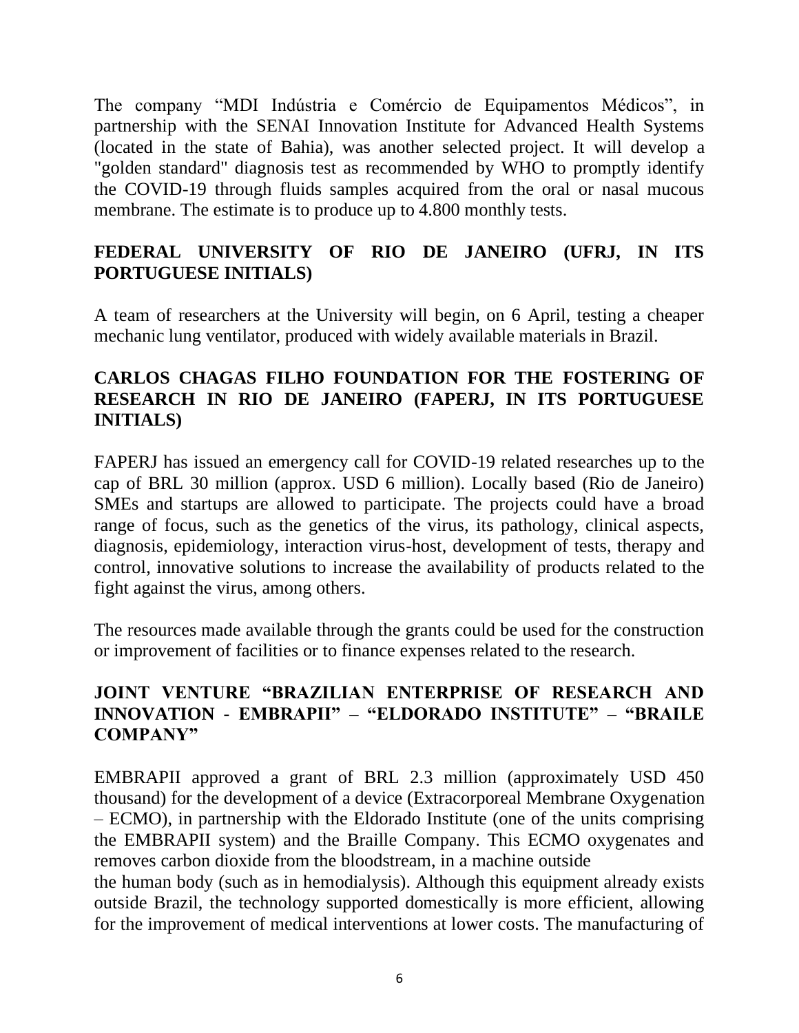The company "MDI Indústria e Comércio de Equipamentos Médicos", in partnership with the SENAI Innovation Institute for Advanced Health Systems (located in the state of Bahia), was another selected project. It will develop a "golden standard" diagnosis test as recommended by WHO to promptly identify the COVID-19 through fluids samples acquired from the oral or nasal mucous membrane. The estimate is to produce up to 4.800 monthly tests.

## FEDERAL UNIVERSITY OF RIO DE JANEIRO (UFRJ, IN ITS PORTUGUESE INITIALS)

A team of researchers at the University will begin, on 6 April, testing a cheaper mechanic lung ventilator, produced with widely available materials in Brazil.

## CARLOS CHAGAS FILHO FOUNDATION FOR THE FOSTERING OF RESEARCH IN RIO DE JANEIRO (FAPERJ, IN ITS PORTUGUESE INITIALS)

FAPERJ has issued an emergency call for COVID-19 related researches up to the cap of BRL 30 million (approx. USD 6 million). Locally based (Rio de Janeiro) SMEs and startups are allowed to participate. The projects could have a broad range of focus, such as the genetics of the virus, its pathology, clinical aspects, diagnosis, epidemiology, interaction virus-host, development of tests, therapy and control, innovative solutions to increase the availability of products related to the fight against the virus, among others.

The resources made available through the grants could be used for the construction or improvement of facilities or to finance expenses related to the research.

## JOINT VENTURE "BRAZILIAN ENTERPRISE OF RESEARCH AND INNOVATION - EMBRAPII" – "ELDORADO INSTITUTE" – "BRAILE COMPANY"

EMBRAPII approved a grant of BRL 2.3 million (approximately USD 450 thousand) for the development of a device (Extracorporeal Membrane Oxygenation – ECMO), in partnership with the Eldorado Institute (one of the units comprising the EMBRAPII system) and the Braille Company. This ECMO oxygenates and removes carbon dioxide from the bloodstream, in a machine outside the human body (such as in hemodialysis). Although this equipment already exists outside Brazil, the technology supported domestically is more efficient, allowing for the improvement of medical interventions at lower costs. The manufacturing of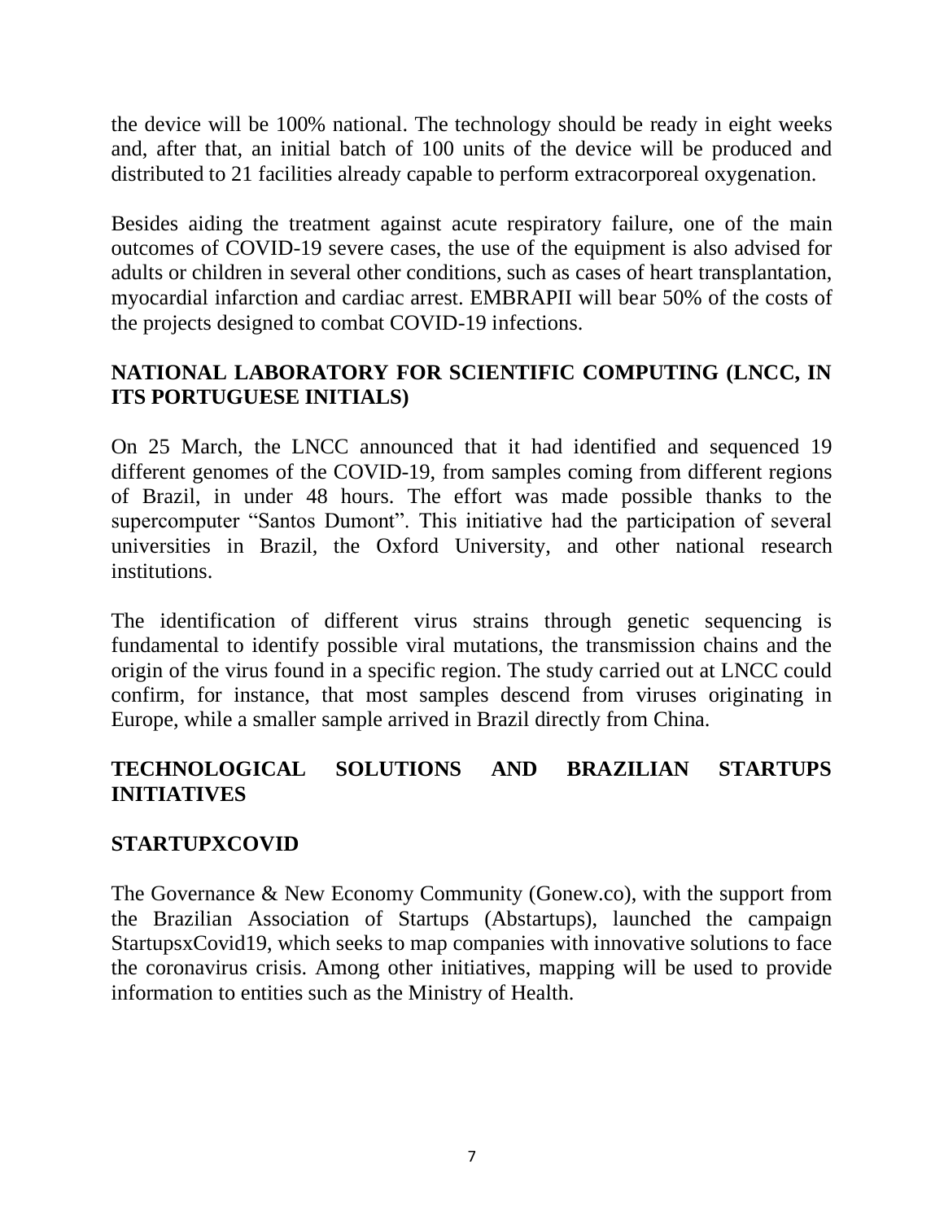the device will be 100% national. The technology should be ready in eight weeks and, after that, an initial batch of 100 units of the device will be produced and distributed to 21 facilities already capable to perform extracorporeal oxygenation.

Besides aiding the treatment against acute respiratory failure, one of the main outcomes of COVID-19 severe cases, the use of the equipment is also advised for adults or children in several other conditions, such as cases of heart transplantation, myocardial infarction and cardiac arrest. EMBRAPII will bear 50% of the costs of the projects designed to combat COVID-19 infections.

## NATIONAL LABORATORY FOR SCIENTIFIC COMPUTING (LNCC, IN ITS PORTUGUESE INITIALS)

On 25 March, the LNCC announced that it had identified and sequenced 19 different genomes of the COVID-19, from samples coming from different regions of Brazil, in under 48 hours. The effort was made possible thanks to the supercomputer "Santos Dumont". This initiative had the participation of several universities in Brazil, the Oxford University, and other national research institutions.

The identification of different virus strains through genetic sequencing is fundamental to identify possible viral mutations, the transmission chains and the origin of the virus found in a specific region. The study carried out at LNCC could confirm, for instance, that most samples descend from viruses originating in Europe, while a smaller sample arrived in Brazil directly from China.

## TECHNOLOGICAL SOLUTIONS AND BRAZILIAN STARTUPS INITIATIVES

### STARTUPXCOVID

The Governance & New Economy Community (Gonew.co), with the support from the Brazilian Association of Startups (Abstartups), launched the campaign StartupsxCovid19, which seeks to map companies with innovative solutions to face the coronavirus crisis. Among other initiatives, mapping will be used to provide information to entities such as the Ministry of Health.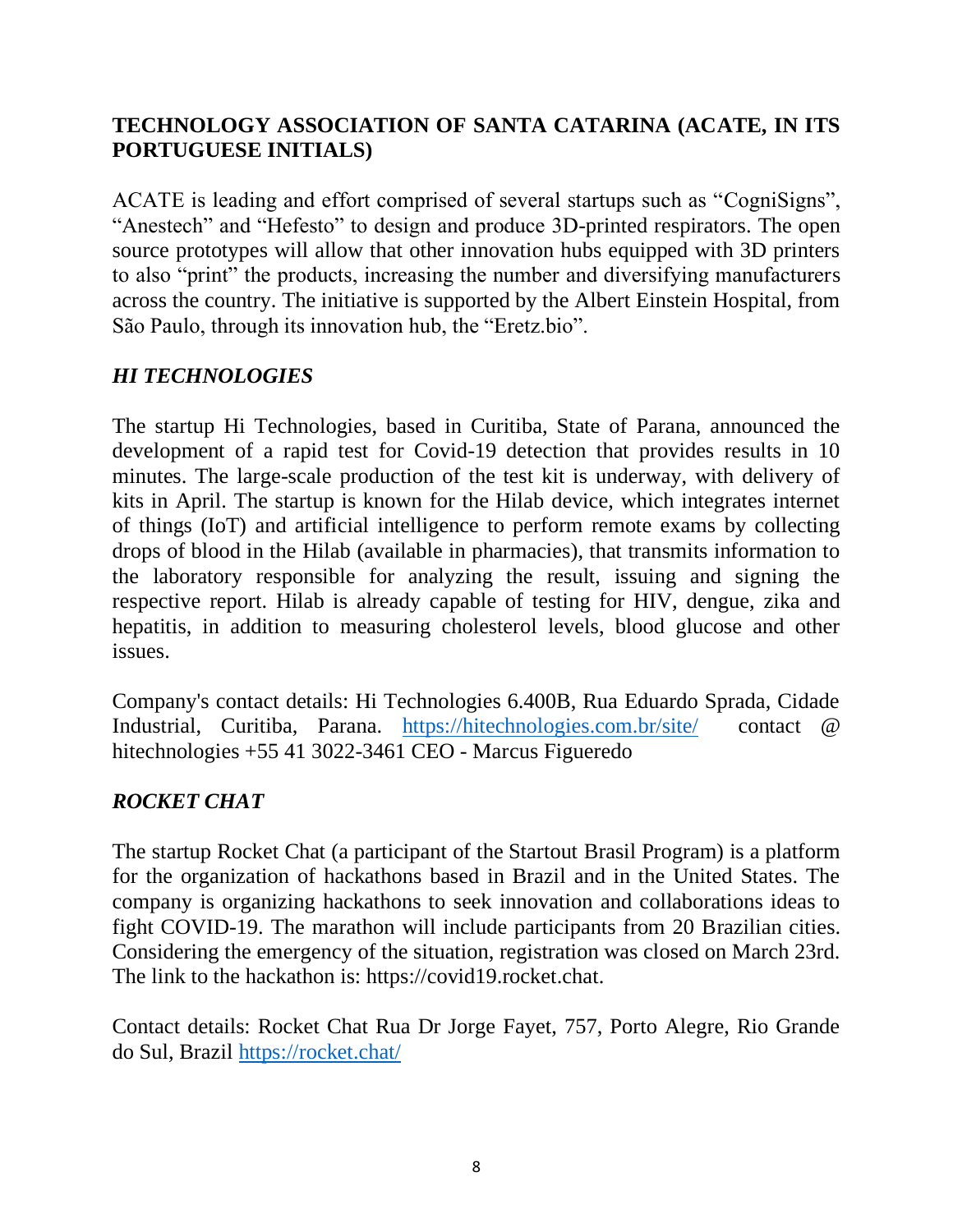## TECHNOLOGY ASSOCIATION OF SANTA CATARINA (ACATE, IN ITS PORTUGUESE INITIALS)

ACATE is leading and effort comprised of several startups such as "CogniSigns", "Anestech" and "Hefesto" to design and produce 3D-printed respirators. The open source prototypes will allow that other innovation hubs equipped with 3D printers to also "print" the products, increasing the number and diversifying manufacturers across the country. The initiative is supported by the Albert Einstein Hospital, from São Paulo, through its innovation hub, the "Eretz.bio".

## *HI TECHNOLOGIES*

The startup Hi Technologies, based in Curitiba, State of Parana, announced the development of a rapid test for Covid-19 detection that provides results in 10 minutes. The large-scale production of the test kit is underway, with delivery of kits in April. The startup is known for the Hilab device, which integrates internet of things (IoT) and artificial intelligence to perform remote exams by collecting drops of blood in the Hilab (available in pharmacies), that transmits information to the laboratory responsible for analyzing the result, issuing and signing the respective report. Hilab is already capable of testing for HIV, dengue, zika and hepatitis, in addition to measuring cholesterol levels, blood glucose and other issues.

Company's contact details: Hi Technologies 6.400B, Rua Eduardo Sprada, Cidade Industrial, Curitiba, Parana. https://hitechnologies.com.br/site/ contact @ hitechnologies +55 41 3022-3461 CEO - Marcus Figueredo

## *ROCKET CHAT*

The startup Rocket Chat (a participant of the Startout Brasil Program) is a platform for the organization of hackathons based in Brazil and in the United States. The company is organizing hackathons to seek innovation and collaborations ideas to fight COVID-19. The marathon will include participants from 20 Brazilian cities. Considering the emergency of the situation, registration was closed on March 23rd. The link to the hackathon is: https://covid19.rocket.chat.

Contact details: Rocket Chat Rua Dr Jorge Fayet, 757, Porto Alegre, Rio Grande do Sul, Brazil https://rocket.chat/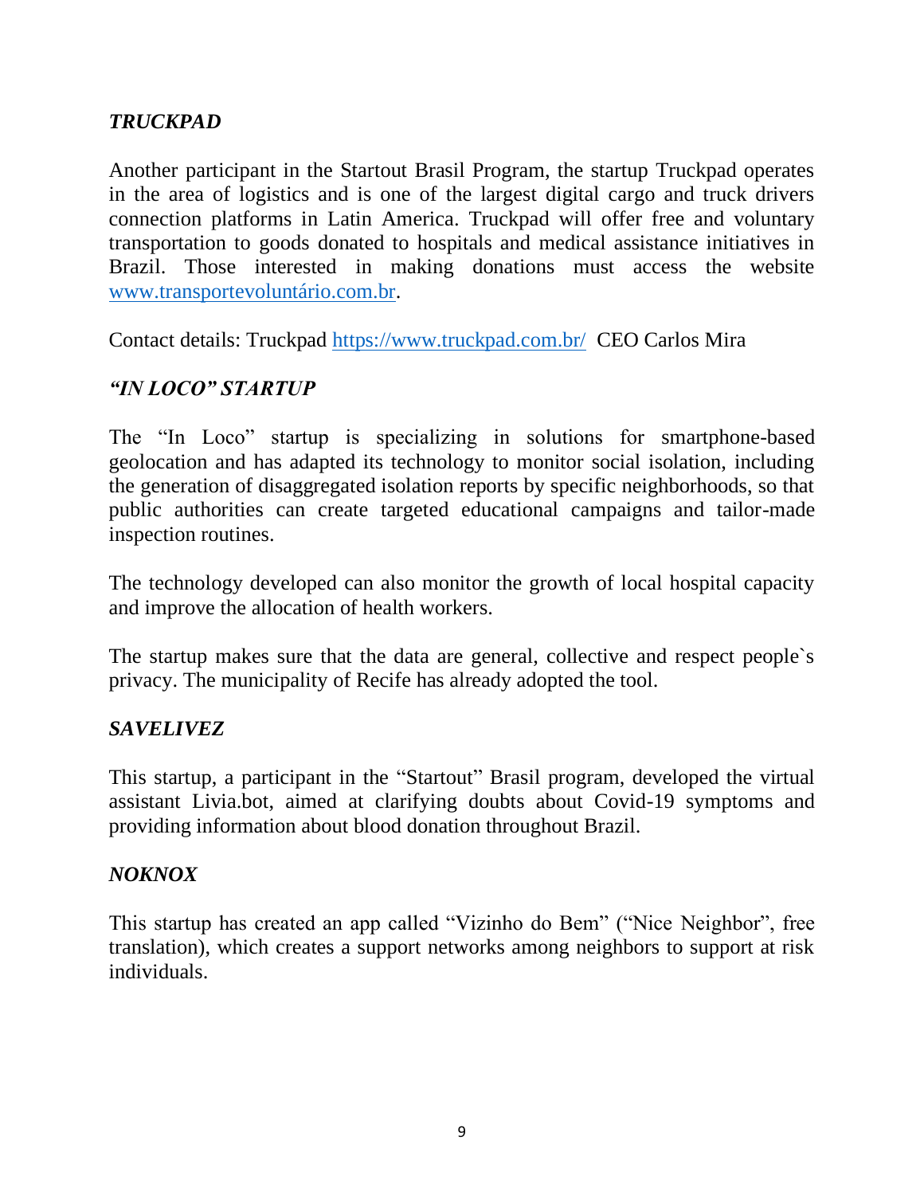### *TRUCKPAD*

Another participant in the Startout Brasil Program, the startup Truckpad operates in the area of logistics and is one of the largest digital cargo and truck drivers connection platforms in Latin America. Truckpad will offer free and voluntary transportation to goods donated to hospitals and medical assistance initiatives in Brazil. Those interested in making donations must access the website [www.transportevoluntário.com.br](www.transportevoluntário.com.br).

Contact details: Truckpad [https://www.truckpad.com.br/](https://www.truckpad.com.br/) CEO Carlos Mira

### *"IN LOCO" STARTUP*

The "In Loco" startup is specializing in solutions for smartphone-based geolocation and has adapted its technology to monitor social isolation, including the generation of disaggregated isolation reports by specific neighborhoods, so that public authorities can create targeted educational campaigns and tailor-made inspection routines.

The technology developed can also monitor the growth of local hospital capacity and improve the allocation of health workers.

The startup makes sure that the data are general, collective and respect people`s privacy. The municipality of Recife has already adopted the tool.

### *SAVELIVEZ*

This startup, a participant in the "Startout" Brasil program, developed the virtual assistant Livia.bot, aimed at clarifying doubts about Covid-19 symptoms and providing information about blood donation throughout Brazil.

### *NOKNOX*

This startup has created an app called "Vizinho do Bem" ("Nice Neighbor", free translation), which creates a support networks among neighbors to support at risk individuals.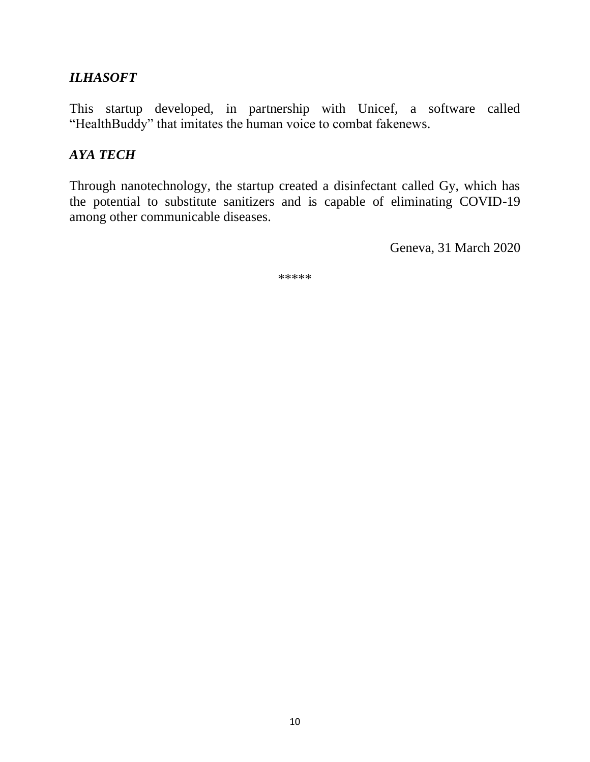***ILHASOFT***

This startup developed, in partnership with Unicef, a software called "HealthBuddy" that imitates the human voice to combat fakenews.

***AYA TECH***

Through nanotechnology, the startup created a disinfectant called Gy, which has the potential to substitute sanitizers and is capable of eliminating COVID-19 among other communicable diseases.

Geneva, 31 March 2020

*****